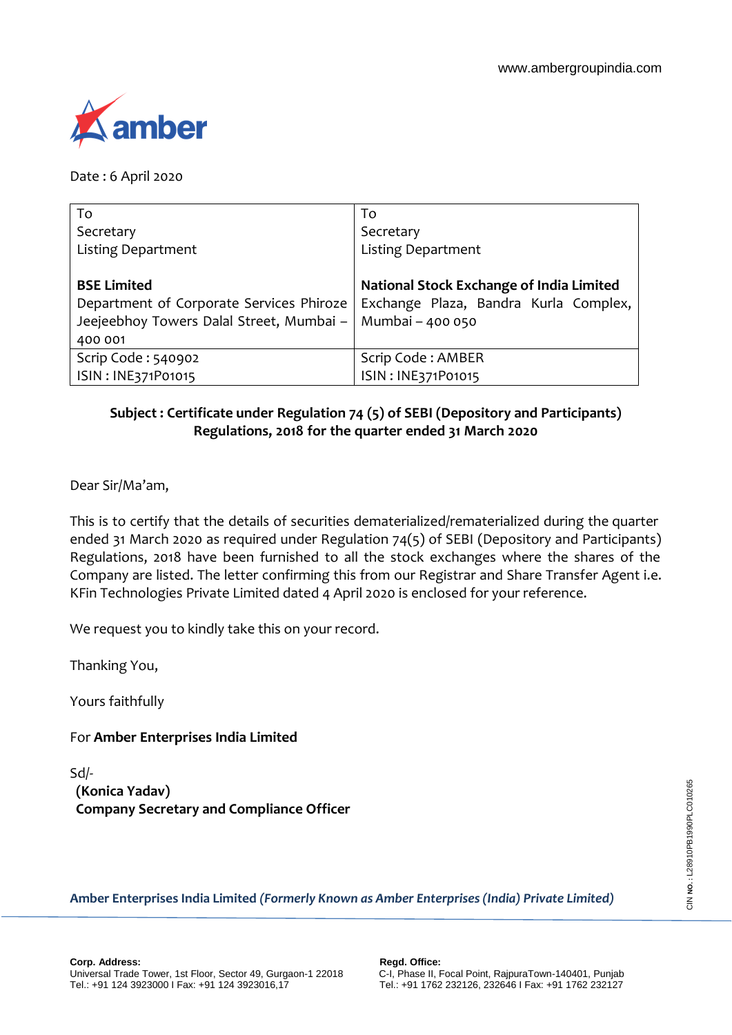www.ambergroupindia.com

amber

Date : 6 April 2020

| To<br>Secretary<br>Listing Department<br><br>**BSE Limited**<br>Department of Corporate Services Phiroze Jeejeebhoy Towers Dalal Street, Mumbai – 400 001 | To<br>Secretary<br>Listing Department<br><br>**National Stock Exchange of India Limited**<br>Exchange Plaza, Bandra Kurla Complex, Mumbai – 400 050 |
|---|---|
| Scrip Code : 540902<br>ISIN : INE371P01015 | Scrip Code : AMBER<br>ISIN : INE371P01015 |

**Subject : Certificate under Regulation 74 (5) of SEBI (Depository and Participants) Regulations, 2018 for the quarter ended 31 March 2020**

Dear Sir/Ma'am,

This is to certify that the details of securities dematerialized/rematerialized during the quarter ended 31 March 2020 as required under Regulation 74(5) of SEBI (Depository and Participants) Regulations, 2018 have been furnished to all the stock exchanges where the shares of the Company are listed. The letter confirming this from our Registrar and Share Transfer Agent i.e. KFin Technologies Private Limited dated 4 April 2020 is enclosed for your reference.

We request you to kindly take this on your record.

Thanking You,

Yours faithfully

For **Amber Enterprises India Limited**

Sd/-
**(Konica Yadav)**
**Company Secretary and Compliance Officer**

**Amber Enterprises India Limited** ***(Formerly Known as Amber Enterprises (India) Private Limited)***

CIN NO.: L28910PB1990PLC010265

**Corp. Address:**
Universal Trade Tower, 1st Floor, Sector 49, Gurgaon-1 22018
Tel.: +91 124 3923000 I Fax: +91 124 3923016,17

**Regd. Office:**
C-I, Phase II, Focal Point, RajpuraTown-140401, Punjab
Tel.: +91 1762 232126, 232646 I Fax: +91 1762 232127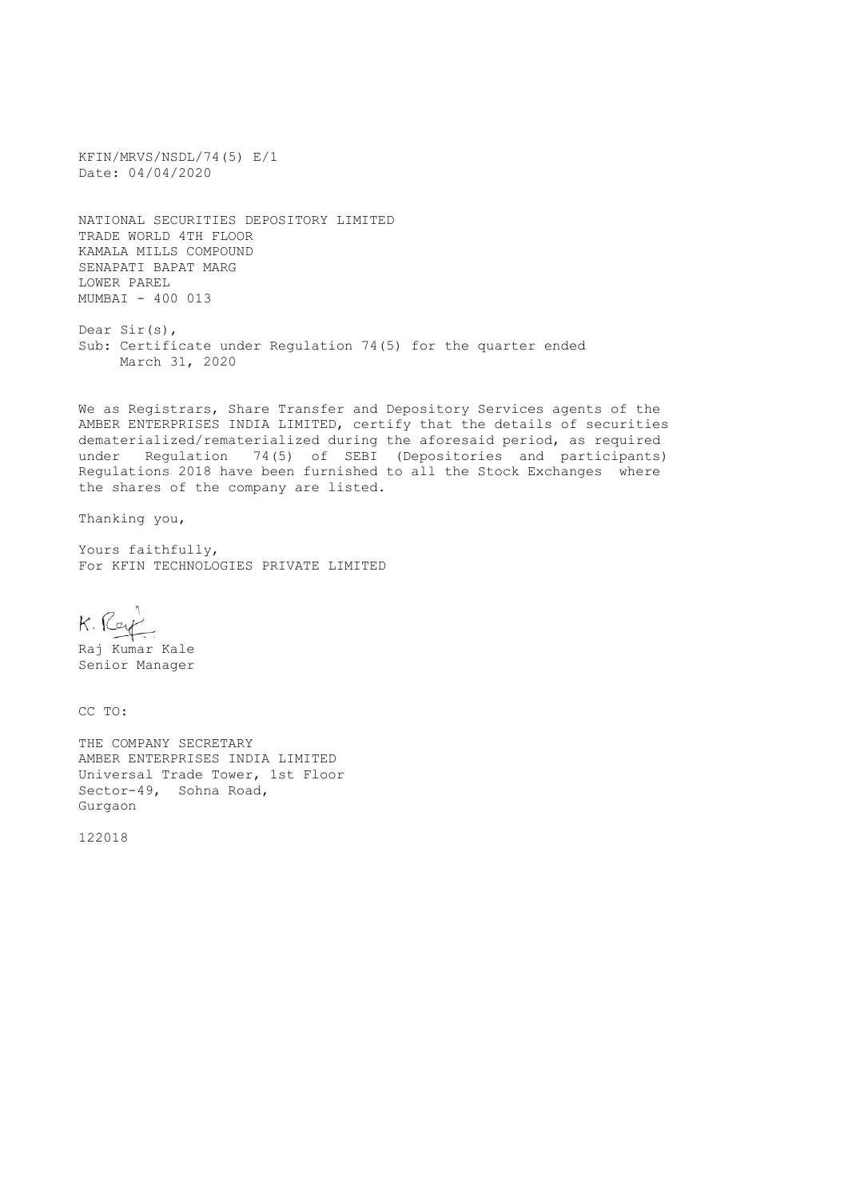KFIN/MRVS/NSDL/74(5) E/1
Date: 04/04/2020

NATIONAL SECURITIES DEPOSITORY LIMITED
TRADE WORLD 4TH FLOOR
KAMALA MILLS COMPOUND
SENAPATI BAPAT MARG
LOWER PAREL
MUMBAI - 400 013

Dear Sir(s),
Sub: Certificate under Regulation 74(5) for the quarter ended March 31, 2020

We as Registrars, Share Transfer and Depository Services agents of the AMBER ENTERPRISES INDIA LIMITED, certify that the details of securities dematerialized/rematerialized during the aforesaid period, as required under Regulation 74(5) of SEBI (Depositories and participants) Regulations 2018 have been furnished to all the Stock Exchanges where the shares of the company are listed.

Thanking you,

Yours faithfully,
For KFIN TECHNOLOGIES PRIVATE LIMITED

K. Raj

Raj Kumar Kale
Senior Manager

CC TO:

THE COMPANY SECRETARY
AMBER ENTERPRISES INDIA LIMITED
Universal Trade Tower, 1st Floor
Sector-49, Sohna Road,
Gurgaon

122018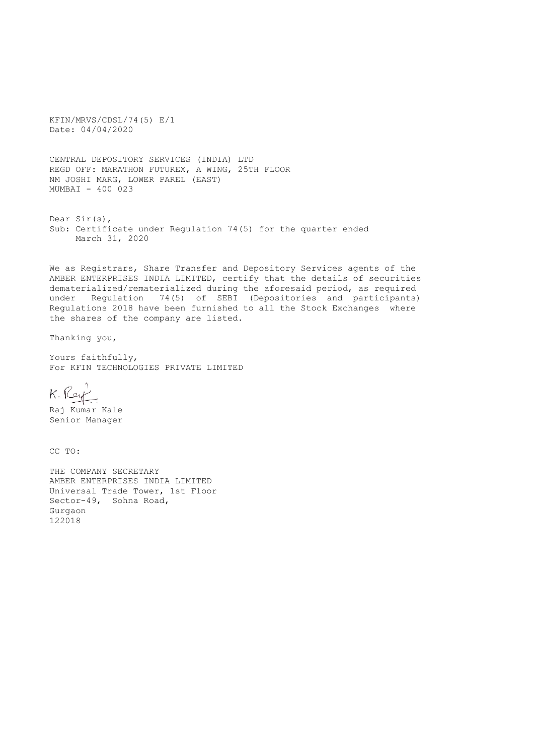KFIN/MRVS/CDSL/74(5) E/1
Date: 04/04/2020

CENTRAL DEPOSITORY SERVICES (INDIA) LTD
REGD OFF: MARATHON FUTUREX, A WING, 25TH FLOOR
NM JOSHI MARG, LOWER PAREL (EAST)
MUMBAI - 400 023

Dear Sir(s),
Sub: Certificate under Regulation 74(5) for the quarter ended March 31, 2020

We as Registrars, Share Transfer and Depository Services agents of the AMBER ENTERPRISES INDIA LIMITED, certify that the details of securities dematerialized/rematerialized during the aforesaid period, as required under Regulation 74(5) of SEBI (Depositories and participants) Regulations 2018 have been furnished to all the Stock Exchanges where the shares of the company are listed.

Thanking you,

Yours faithfully,
For KFIN TECHNOLOGIES PRIVATE LIMITED

K. Raj

Raj Kumar Kale
Senior Manager

CC TO:

THE COMPANY SECRETARY
AMBER ENTERPRISES INDIA LIMITED
Universal Trade Tower, 1st Floor
Sector-49, Sohna Road,
Gurgaon
122018